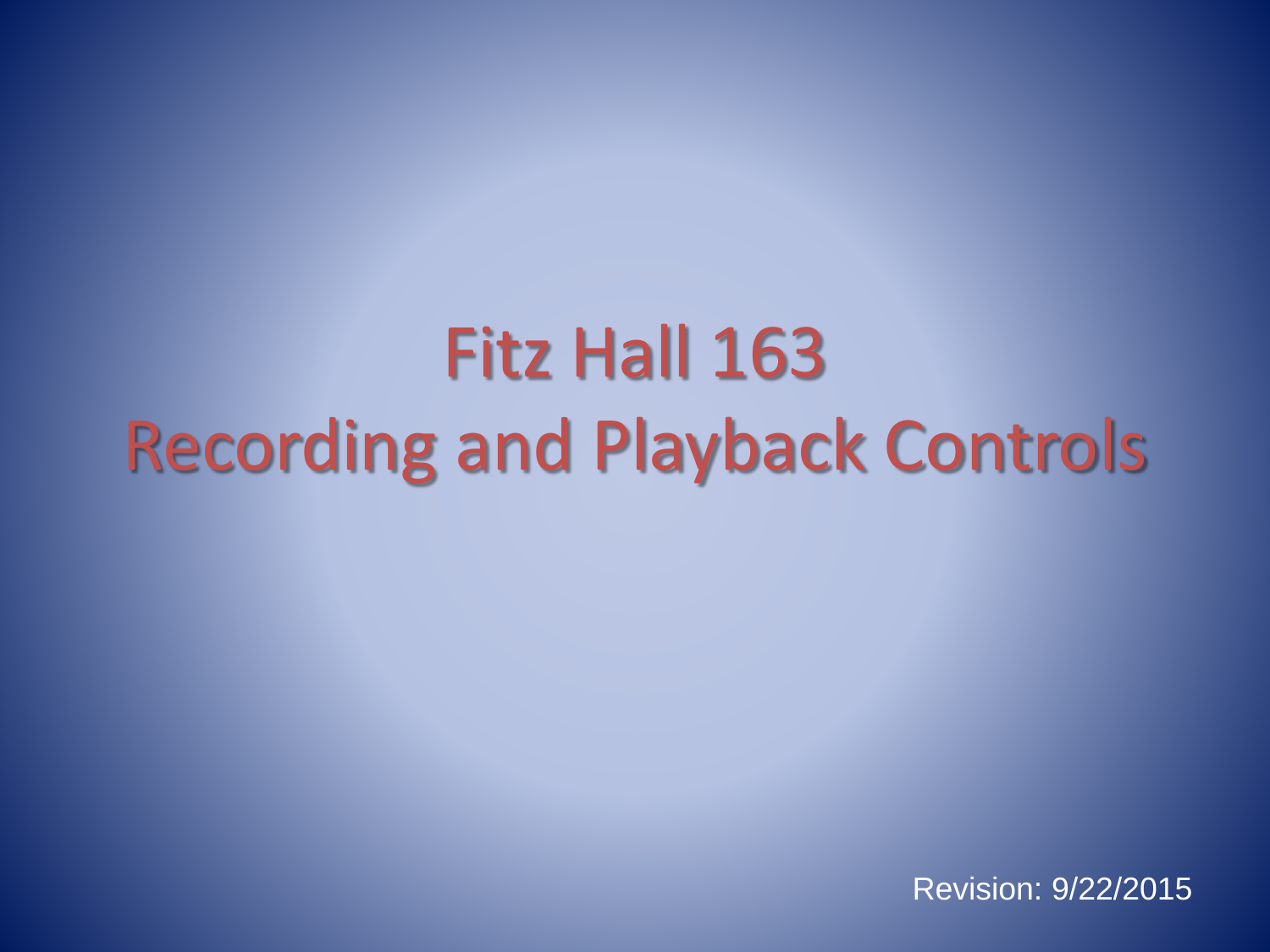# Fitz Hall 163
# Recording and Playback Controls

Revision: 9/22/2015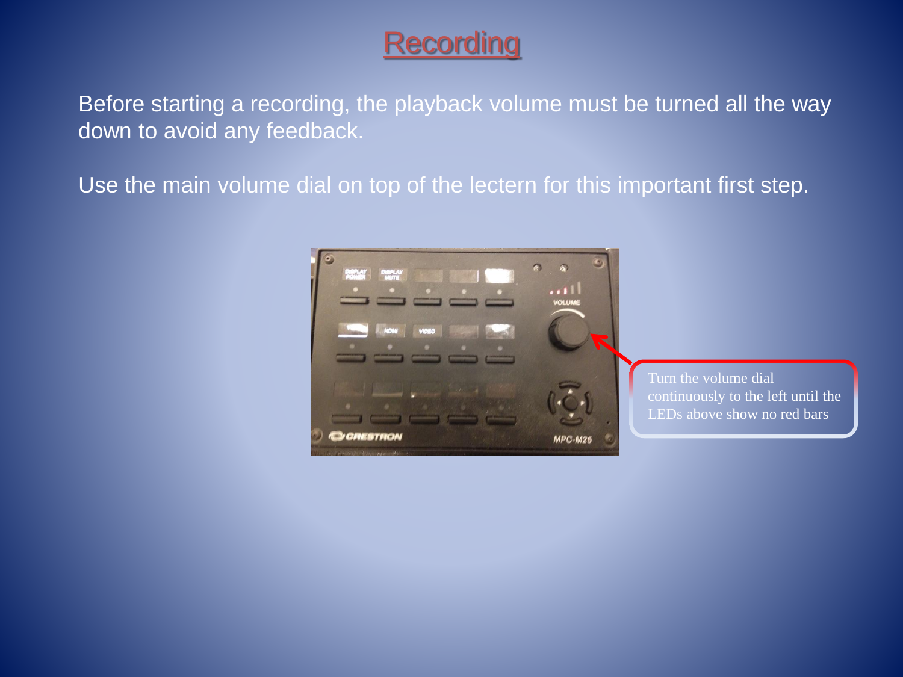# Recording

Before starting a recording, the playback volume must be turned all the way down to avoid any feedback.

Use the main volume dial on top of the lectern for this important first step.

Turn the volume dial continuously to the left until the LEDs above show no red bars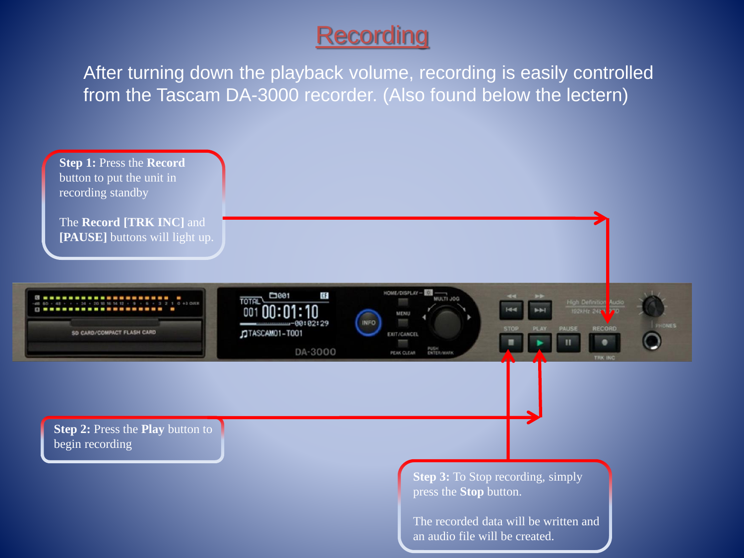# Recording

After turning down the playback volume, recording is easily controlled from the Tascam DA-3000 recorder. (Also found below the lectern)

**Step 1:** Press the **Record** button to put the unit in recording standby

The **Record [TRK INC]** and **[PAUSE]** buttons will light up.

**Step 2:** Press the **Play** button to begin recording

**Step 3:** To Stop recording, simply press the **Stop** button.

The recorded data will be written and an audio file will be created.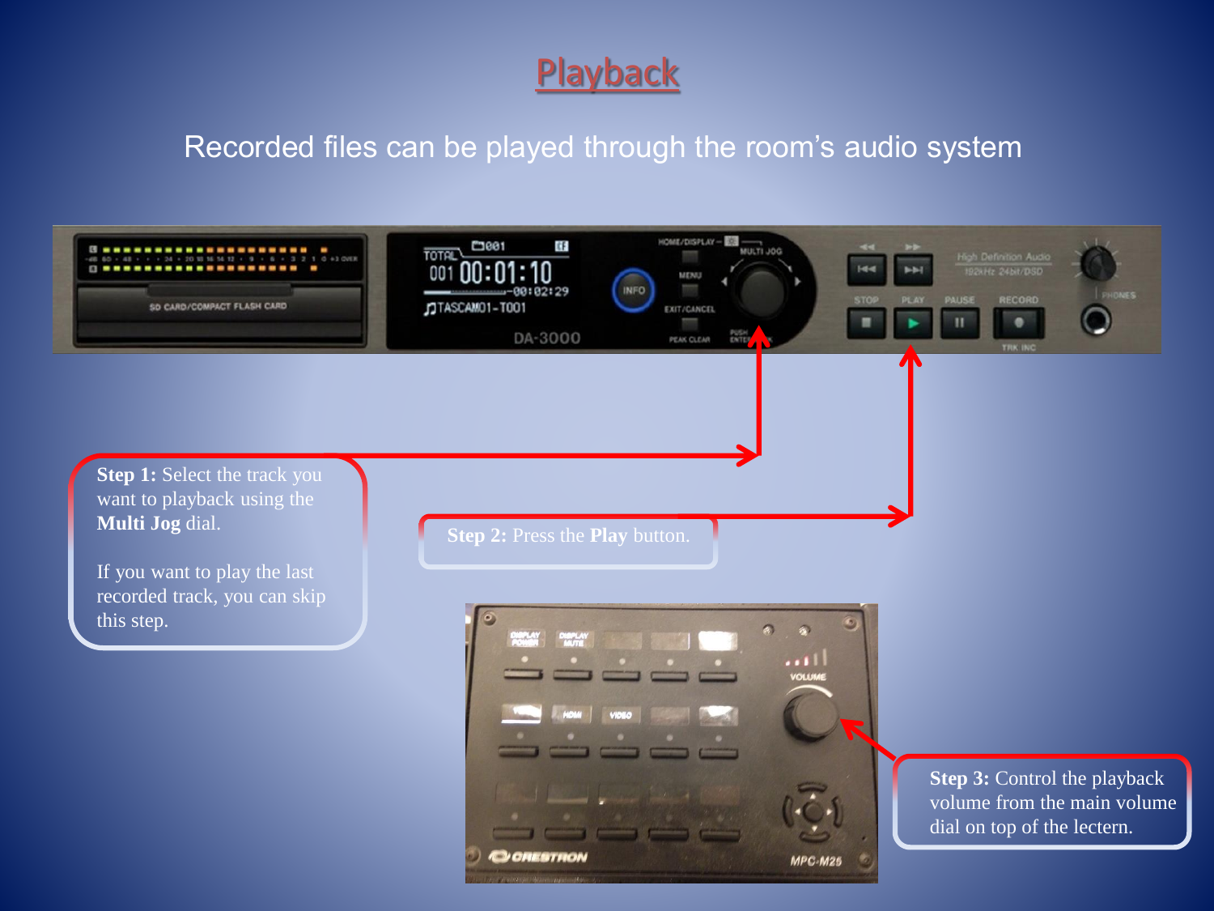# Playback

Recorded files can be played through the room's audio system

**Step 1:** Select the track you want to playback using the **Multi Jog** dial.

If you want to play the last recorded track, you can skip this step.

**Step 2:** Press the **Play** button.

**Step 3:** Control the playback volume from the main volume dial on top of the lectern.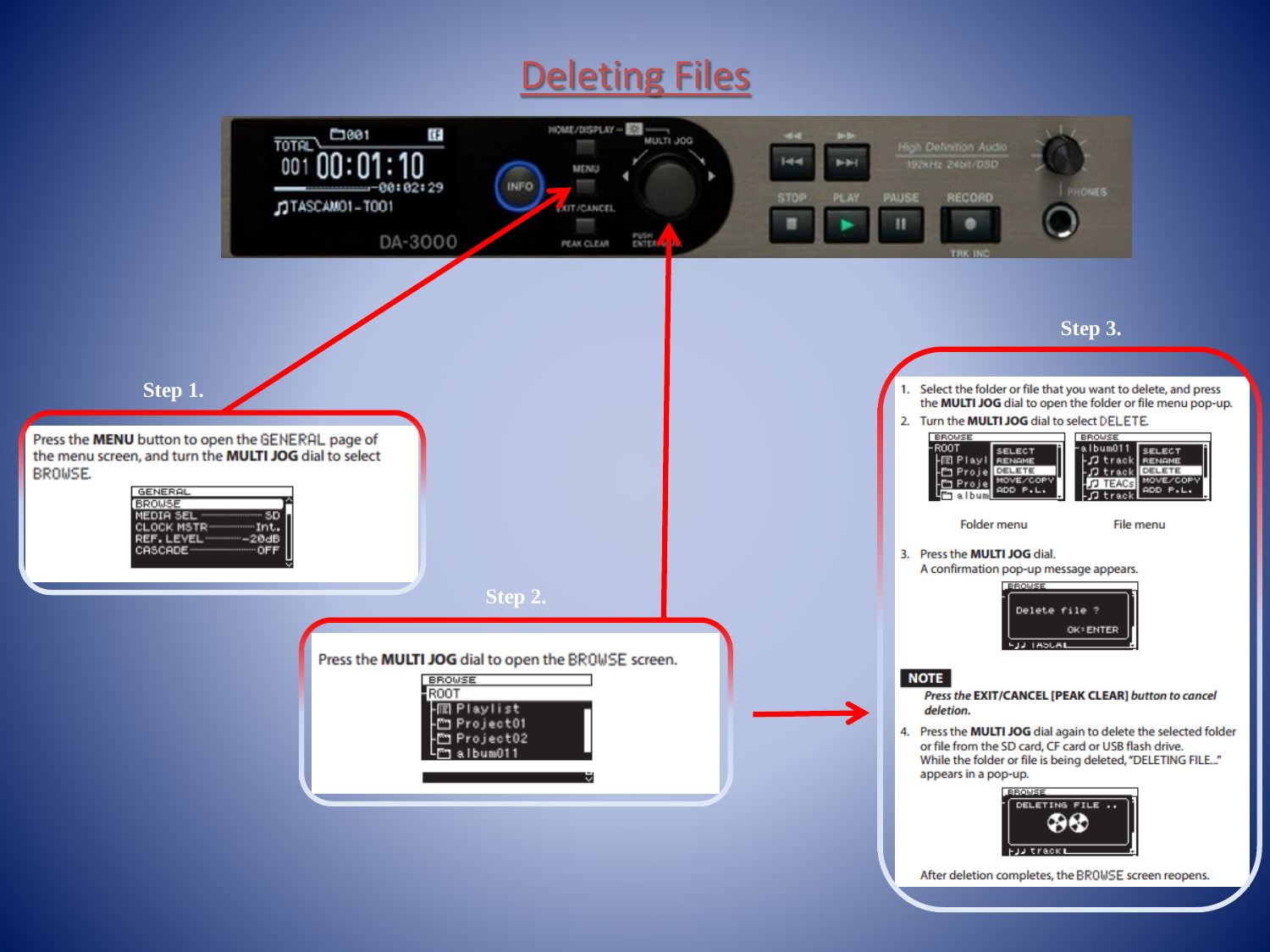# Deleting Files

### Step 1.

Press the **MENU** button to open the GENERAL page of the menu screen, and turn the **MULTI JOG** dial to select BROWSE.

### Step 2.

Press the **MULTI JOG** dial to open the BROWSE screen.

### Step 3.

1. Select the folder or file that you want to delete, and press the **MULTI JOG** dial to open the folder or file menu pop-up.
2. Turn the **MULTI JOG** dial to select DELETE.

Folder menu

File menu

3. Press the **MULTI JOG** dial.
   A confirmation pop-up message appears.

**NOTE**

*Press the* **EXIT/CANCEL [PEAK CLEAR]** *button to cancel deletion.*

4. Press the **MULTI JOG** dial again to delete the selected folder or file from the SD card, CF card or USB flash drive.
   While the folder or file is being deleted, "DELETING FILE..." appears in a pop-up.

After deletion completes, the BROWSE screen reopens.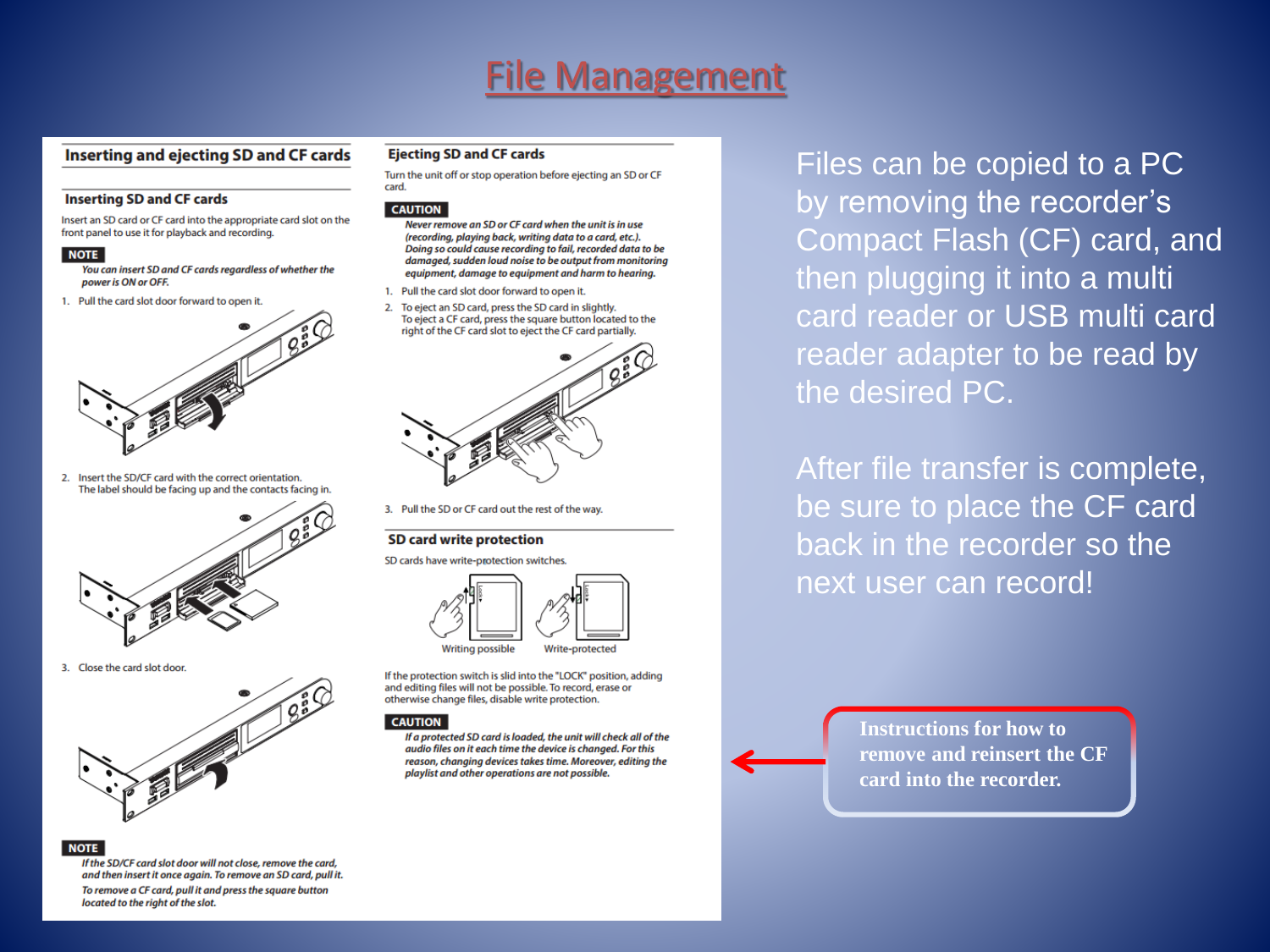# File Management

## Inserting and ejecting SD and CF cards

### Inserting SD and CF cards

Insert an SD card or CF card into the appropriate card slot on the front panel to use it for playback and recording.

**NOTE**

*You can insert SD and CF cards regardless of whether the power is ON or OFF.*

1. Pull the card slot door forward to open it.
2. Insert the SD/CF card with the correct orientation. The label should be facing up and the contacts facing in.
3. Close the card slot door.

**NOTE**

*If the SD/CF card slot door will not close, remove the card, and then insert it once again. To remove an SD card, pull it. To remove a CF card, pull it and press the square button located to the right of the slot.*

### Ejecting SD and CF cards

Turn the unit off or stop operation before ejecting an SD or CF card.

**CAUTION**

*Never remove an SD or CF card when the unit is in use (recording, playing back, writing data to a card, etc.). Doing so could cause recording to fail, recorded data to be damaged, sudden loud noise to be output from monitoring equipment, damage to equipment and harm to hearing.*

1. Pull the card slot door forward to open it.
2. To eject an SD card, press the SD card in slightly. To eject a CF card, press the square button located to the right of the CF card slot to eject the CF card partially.
3. Pull the SD or CF card out the rest of the way.

### SD card write protection

SD cards have write-protection switches.

Writing possible    Write-protected

If the protection switch is slid into the "LOCK" position, adding and editing files will not be possible. To record, erase or otherwise change files, disable write protection.

**CAUTION**

*If a protected SD card is loaded, the unit will check all of the audio files on it each time the device is changed. For this reason, changing devices takes time. Moreover, editing the playlist and other operations are not possible.*

Files can be copied to a PC by removing the recorder's Compact Flash (CF) card, and then plugging it into a multi card reader or USB multi card reader adapter to be read by the desired PC.

After file transfer is complete, be sure to place the CF card back in the recorder so the next user can record!

**Instructions for how to remove and reinsert the CF card into the recorder.**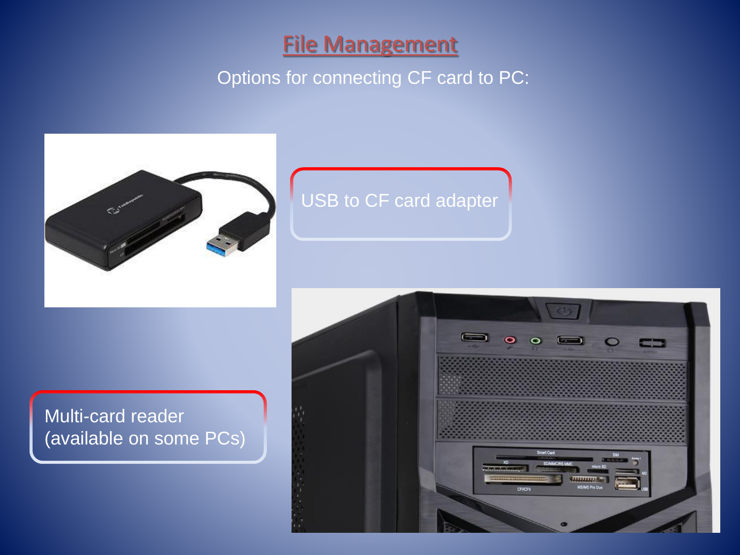# File Management

Options for connecting CF card to PC:

USB to CF card adapter

Multi-card reader (available on some PCs)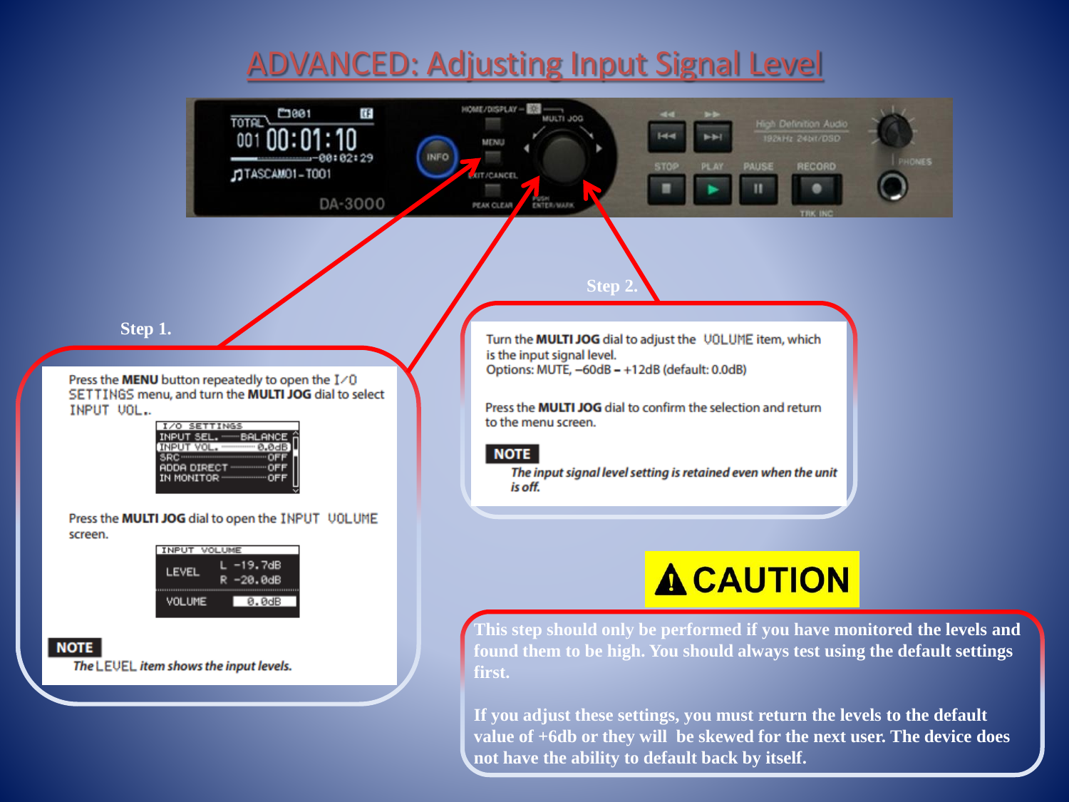# ADVANCED: Adjusting Input Signal Level

**Step 1.**

Press the **MENU** button repeatedly to open the I/O SETTINGS menu, and turn the **MULTI JOG** dial to select INPUT VOL..

| I/O SETTINGS | |
|---|---|
| INPUT SEL. | BALANCE |
| INPUT VOL. | 0.0dB |
| SRC | OFF |
| ADDA DIRECT | OFF |
| IN MONITOR | OFF |

Press the **MULTI JOG** dial to open the INPUT VOLUME screen.

| INPUT VOLUME | |
|---|---|
| LEVEL | L -19.7dB<br>R -20.0dB |
| VOLUME | 0.0dB |

**NOTE**

*The LEVEL item shows the input levels.*

**Step 2.**

Turn the **MULTI JOG** dial to adjust the VOLUME item, which is the input signal level.
Options: MUTE, –60dB – +12dB (default: 0.0dB)

Press the **MULTI JOG** dial to confirm the selection and return to the menu screen.

**NOTE**

*The input signal level setting is retained even when the unit is off.*

**CAUTION**

This step should only be performed if you have monitored the levels and found them to be high. You should always test using the default settings first.

If you adjust these settings, you must return the levels to the default value of +6db or they will be skewed for the next user. The device does not have the ability to default back by itself.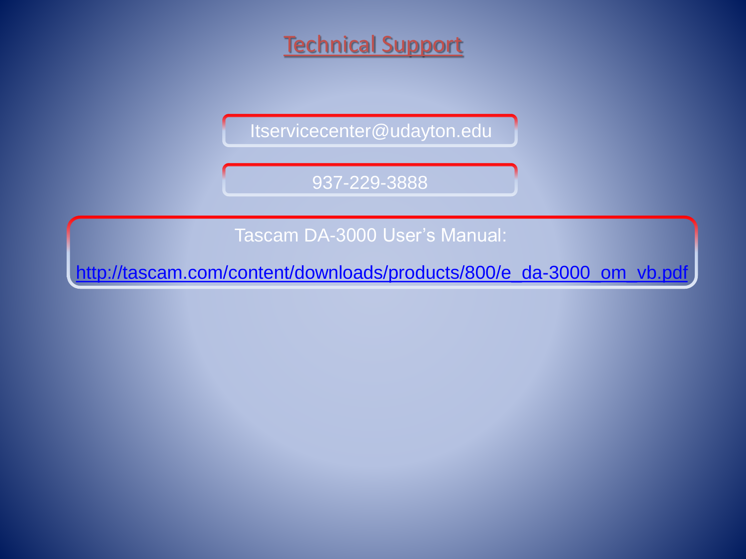# Technical Support

Itservicecenter@udayton.edu

937-229-3888

Tascam DA-3000 User's Manual:

http://tascam.com/content/downloads/products/800/e_da-3000_om_vb.pdf